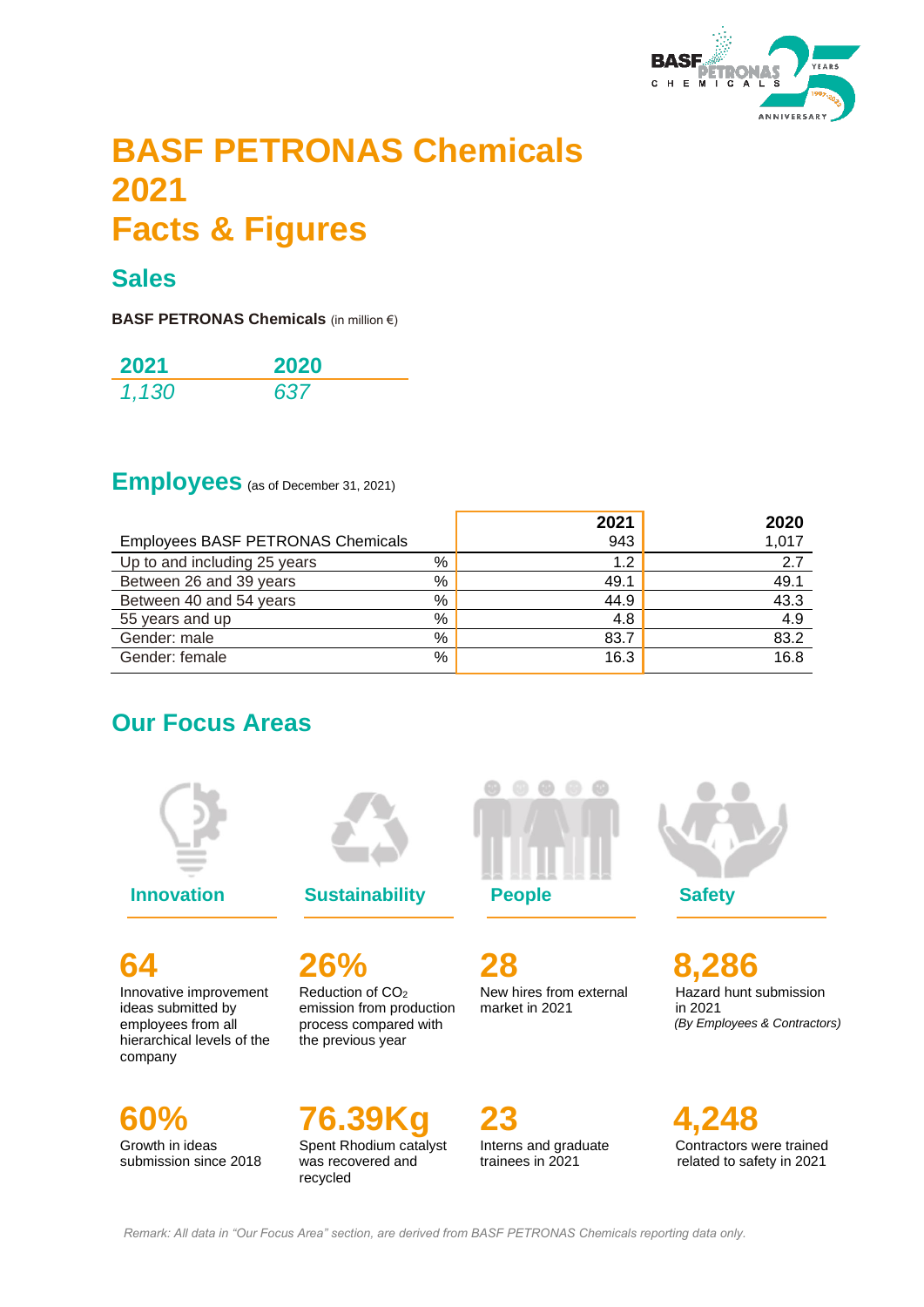# BASF PETRONAS Chemicals 2021 Facts & Figures

## Sales

**BASF PETRONAS Chemicals** (in million €)

| 2021 | 2020 |
|---|---|
| *1,130* | *637* |

## Employees (as of December 31, 2021)

| Employees BASF PETRONAS Chemicals | | 2021<br>943 | 2020<br>1,017 |
|---|---|---|---|
| Up to and including 25 years | % | 1.2 | 2.7 |
| Between 26 and 39 years | % | 49.1 | 49.1 |
| Between 40 and 54 years | % | 44.9 | 43.3 |
| 55 years and up | % | 4.8 | 4.9 |
| Gender: male | % | 83.7 | 83.2 |
| Gender: female | % | 16.3 | 16.8 |

## Our Focus Areas

### Innovation

**64**
Innovative improvement ideas submitted by employees from all hierarchical levels of the company

**60%**
Growth in ideas submission since 2018

### Sustainability

**26%**
Reduction of $CO_2$ emission from production process compared with the previous year

**76.39Kg**
Spent Rhodium catalyst was recovered and recycled

### People

**28**
New hires from external market in 2021

**23**
Interns and graduate trainees in 2021

### Safety

**8,286**
Hazard hunt submission in 2021
*(By Employees & Contractors)*

**4,248**
Contractors were trained related to safety in 2021

*Remark: All data in "Our Focus Area" section, are derived from BASF PETRONAS Chemicals reporting data only.*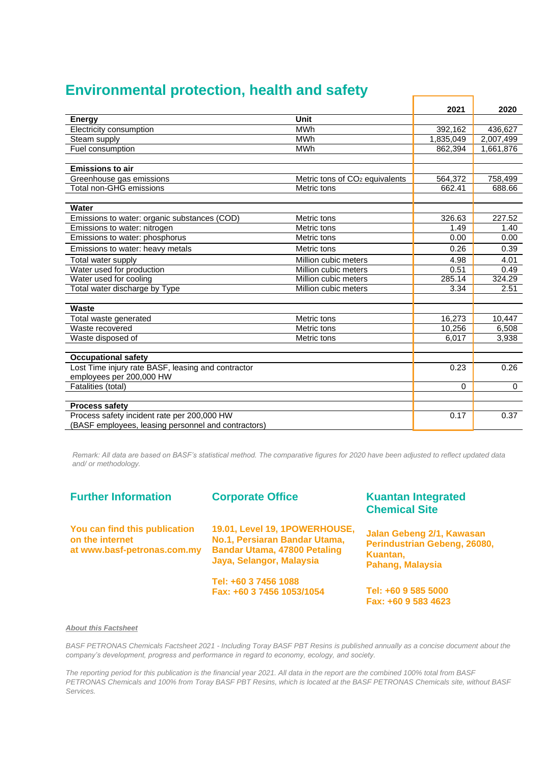## Environmental protection, health and safety

| | Unit | 2021 | 2020 |
|---|---|---|---|
| **Energy** | | | |
| Electricity consumption | MWh | 392,162 | 436,627 |
| Steam supply | MWh | 1,835,049 | 2,007,499 |
| Fuel consumption | MWh | 862,394 | 1,661,876 |
| **Emissions to air** | | | |
| Greenhouse gas emissions | Metric tons of $CO_2$ equivalents | 564,372 | 758,499 |
| Total non-GHG emissions | Metric tons | 662.41 | 688.66 |
| **Water** | | | |
| Emissions to water: organic substances (COD) | Metric tons | 326.63 | 227.52 |
| Emissions to water: nitrogen | Metric tons | 1.49 | 1.40 |
| Emissions to water: phosphorus | Metric tons | 0.00 | 0.00 |
| Emissions to water: heavy metals | Metric tons | 0.26 | 0.39 |
| Total water supply | Million cubic meters | 4.98 | 4.01 |
| Water used for production | Million cubic meters | 0.51 | 0.49 |
| Water used for cooling | Million cubic meters | 285.14 | 324.29 |
| Total water discharge by Type | Million cubic meters | 3.34 | 2.51 |
| **Waste** | | | |
| Total waste generated | Metric tons | 16,273 | 10,447 |
| Waste recovered | Metric tons | 10,256 | 6,508 |
| Waste disposed of | Metric tons | 6,017 | 3,938 |
| **Occupational safety** | | | |
| Lost Time injury rate BASF, leasing and contractor employees per 200,000 HW | | 0.23 | 0.26 |
| Fatalities (total) | | 0 | 0 |
| **Process safety** | | | |
| Process safety incident rate per 200,000 HW (BASF employees, leasing personnel and contractors) | | 0.17 | 0.37 |

*Remark: All data are based on BASF's statistical method. The comparative figures for 2020 have been adjusted to reflect updated data and/ or methodology.*

### Further Information

**You can find this publication on the internet at www.basf-petronas.com.my**

### Corporate Office

**19.01, Level 19, 1POWERHOUSE, No.1, Persiaran Bandar Utama, Bandar Utama, 47800 Petaling Jaya, Selangor, Malaysia**

**Tel: +60 3 7456 1088**
**Fax: +60 3 7456 1053/1054**

### Kuantan Integrated Chemical Site

**Jalan Gebeng 2/1, Kawasan Perindustrian Gebeng, 26080, Kuantan, Pahang, Malaysia**

**Tel: +60 9 585 5000**
**Fax: +60 9 583 4623**

***About this Factsheet***

*BASF PETRONAS Chemicals Factsheet 2021 - Including Toray BASF PBT Resins is published annually as a concise document about the company's development, progress and performance in regard to economy, ecology, and society.*

*The reporting period for this publication is the financial year 2021. All data in the report are the combined 100% total from BASF PETRONAS Chemicals and 100% from Toray BASF PBT Resins, which is located at the BASF PETRONAS Chemicals site, without BASF Services.*